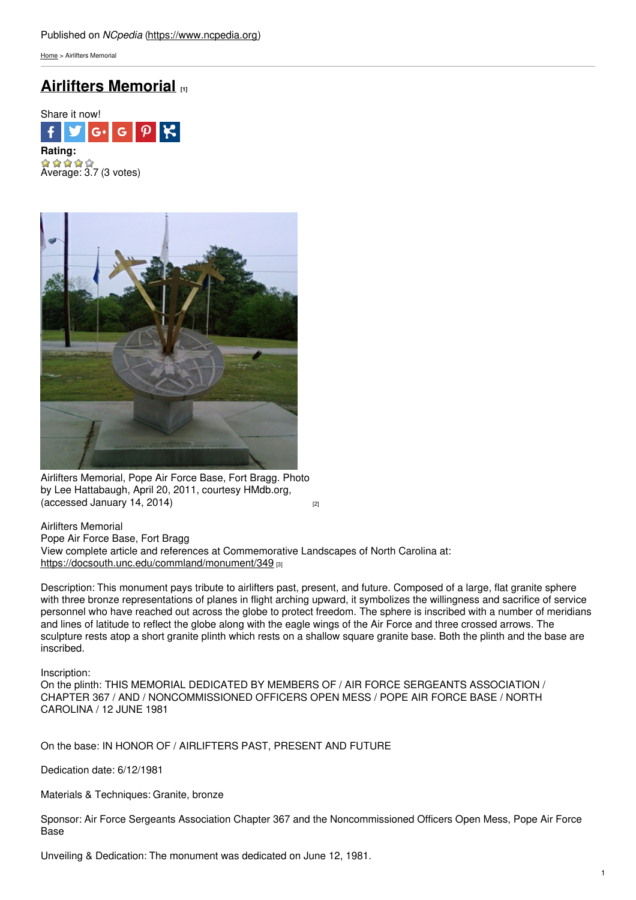Published on *NCpedia* (https://www.ncpedia.org)

Home > Airlifters Memorial

# Airlifters Memorial [1]

Share it now!

**Rating:**

Average: 3.7 (3 votes)

Airlifters Memorial, Pope Air Force Base, Fort Bragg. Photo by Lee Hattabaugh, April 20, 2011, courtesy HMdb.org, (accessed January 14, 2014) [2]

Airlifters Memorial
Pope Air Force Base, Fort Bragg
View complete article and references at Commemorative Landscapes of North Carolina at: https://docsouth.unc.edu/commland/monument/349 [3]

Description: This monument pays tribute to airlifters past, present, and future. Composed of a large, flat granite sphere with three bronze representations of planes in flight arching upward, it symbolizes the willingness and sacrifice of service personnel who have reached out across the globe to protect freedom. The sphere is inscribed with a number of meridians and lines of latitude to reflect the globe along with the eagle wings of the Air Force and three crossed arrows. The sculpture rests atop a short granite plinth which rests on a shallow square granite base. Both the plinth and the base are inscribed.

Inscription:
On the plinth: THIS MEMORIAL DEDICATED BY MEMBERS OF / AIR FORCE SERGEANTS ASSOCIATION / CHAPTER 367 / AND / NONCOMMISSIONED OFFICERS OPEN MESS / POPE AIR FORCE BASE / NORTH CAROLINA / 12 JUNE 1981

On the base: IN HONOR OF / AIRLIFTERS PAST, PRESENT AND FUTURE

Dedication date: 6/12/1981

Materials & Techniques: Granite, bronze

Sponsor: Air Force Sergeants Association Chapter 367 and the Noncommissioned Officers Open Mess, Pope Air Force Base

Unveiling & Dedication: The monument was dedicated on June 12, 1981.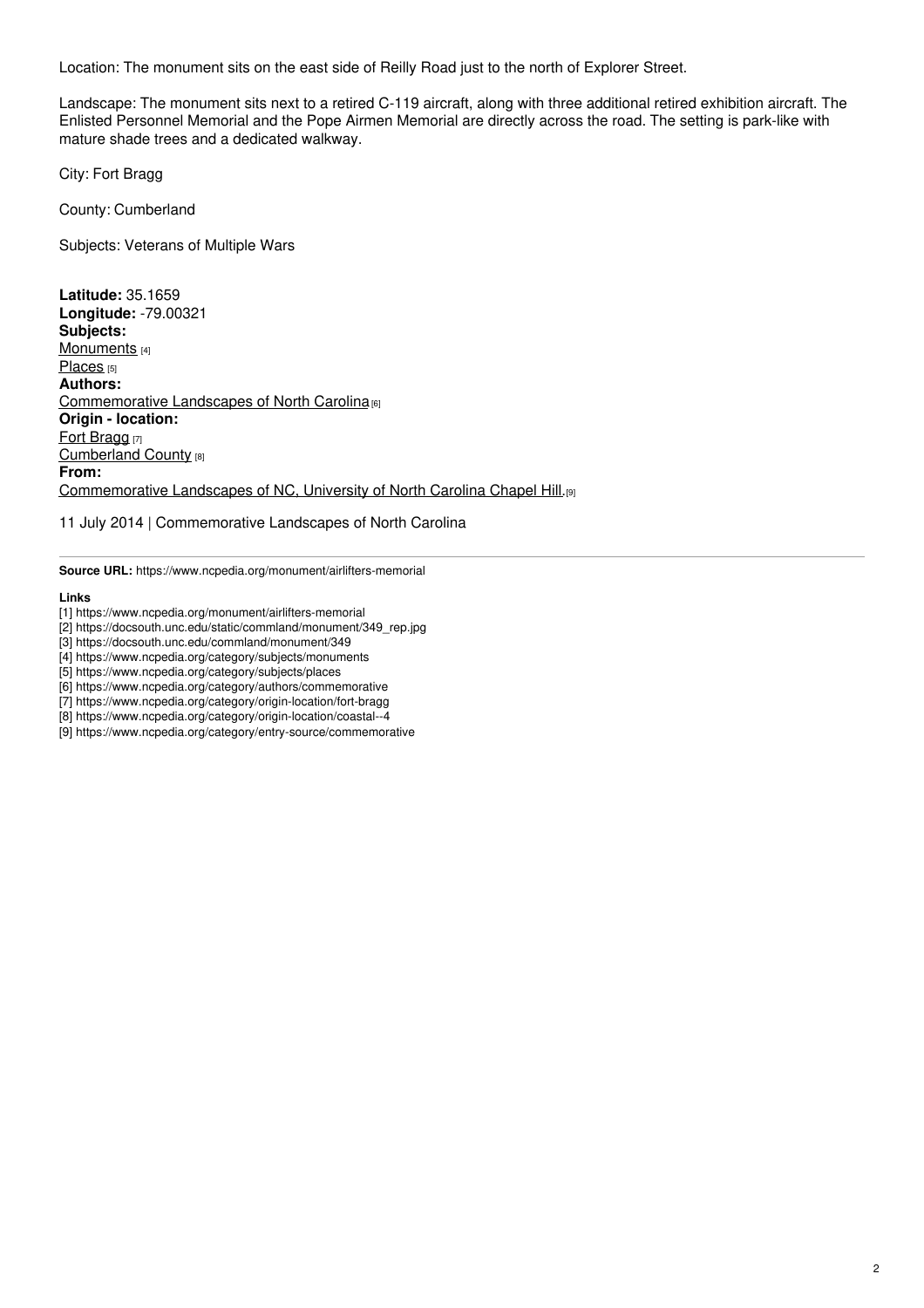Location: The monument sits on the east side of Reilly Road just to the north of Explorer Street.

Landscape: The monument sits next to a retired C-119 aircraft, along with three additional retired exhibition aircraft. The Enlisted Personnel Memorial and the Pope Airmen Memorial are directly across the road. The setting is park-like with mature shade trees and a dedicated walkway.

City: Fort Bragg

County: Cumberland

Subjects: Veterans of Multiple Wars

**Latitude:** 35.1659
**Longitude:** -79.00321
**Subjects:**
Monuments [4]
Places [5]
**Authors:**
Commemorative Landscapes of North Carolina [6]
**Origin - location:**
Fort Bragg [7]
Cumberland County [8]
**From:**
Commemorative Landscapes of NC, University of North Carolina Chapel Hill. [9]

11 July 2014 | Commemorative Landscapes of North Carolina

**Source URL:** https://www.ncpedia.org/monument/airlifters-memorial

**Links**

[1] https://www.ncpedia.org/monument/airlifters-memorial
[2] https://docsouth.unc.edu/static/commland/monument/349_rep.jpg
[3] https://docsouth.unc.edu/commland/monument/349
[4] https://www.ncpedia.org/category/subjects/monuments
[5] https://www.ncpedia.org/category/subjects/places
[6] https://www.ncpedia.org/category/authors/commemorative
[7] https://www.ncpedia.org/category/origin-location/fort-bragg
[8] https://www.ncpedia.org/category/origin-location/coastal--4
[9] https://www.ncpedia.org/category/entry-source/commemorative